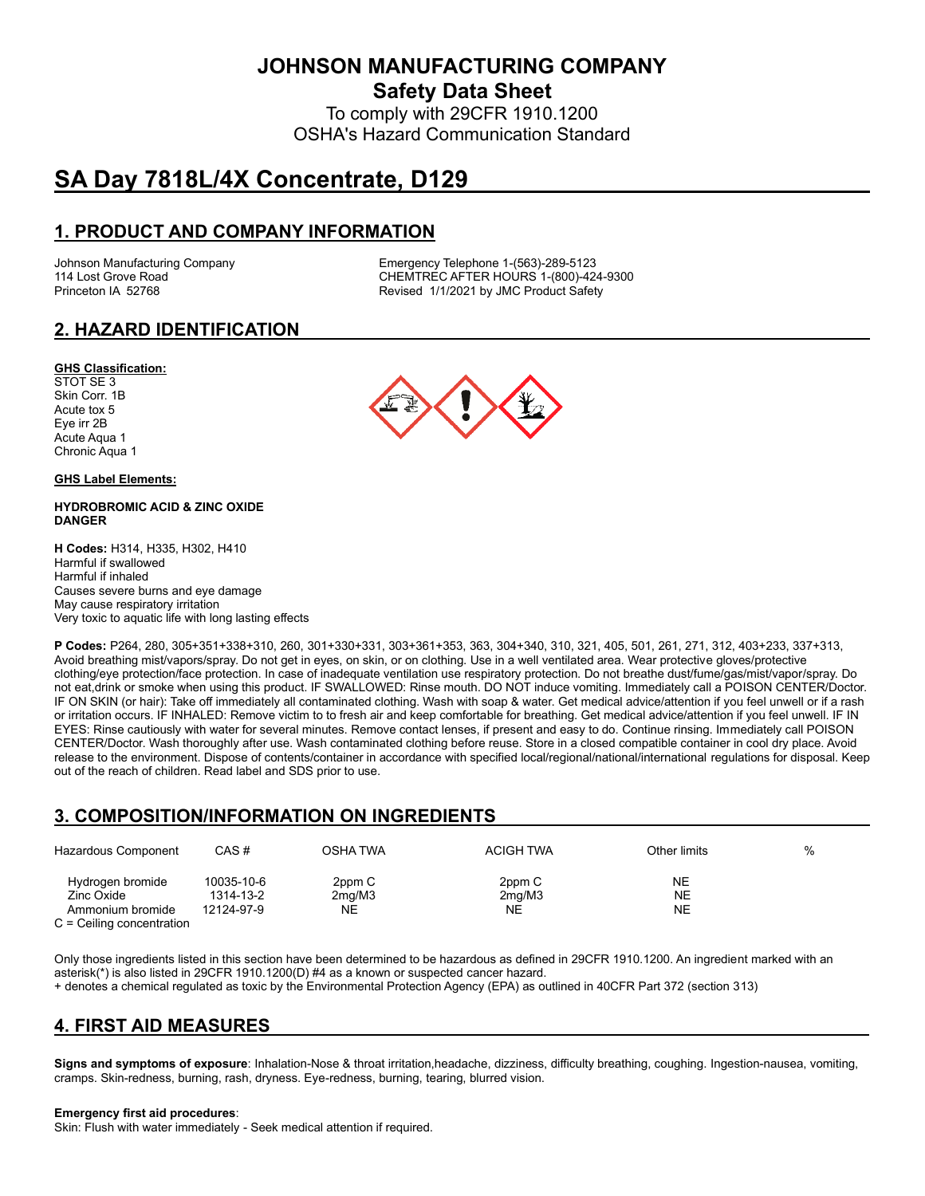# JOHNSON MANUFACTURING COMPANY

## Safety Data Sheet

To comply with 29CFR 1910.1200
OSHA's Hazard Communication Standard

# SA Day 7818L/4X Concentrate, D129

## 1. PRODUCT AND COMPANY INFORMATION

Johnson Manufacturing Company
114 Lost Grove Road
Princeton IA 52768

Emergency Telephone 1-(563)-289-5123
CHEMTREC AFTER HOURS 1-(800)-424-9300
Revised 1/1/2021 by JMC Product Safety

## 2. HAZARD IDENTIFICATION

**GHS Classification:**

STOT SE 3
Skin Corr. 1B
Acute tox 5
Eye irr 2B
Acute Aqua 1
Chronic Aqua 1

**GHS Label Elements:**

**HYDROBROMIC ACID & ZINC OXIDE**
**DANGER**

**H Codes:** H314, H335, H302, H410
Harmful if swallowed
Harmful if inhaled
Causes severe burns and eye damage
May cause respiratory irritation
Very toxic to aquatic life with long lasting effects

**P Codes:** P264, 280, 305+351+338+310, 260, 301+330+331, 303+361+353, 363, 304+340, 310, 321, 405, 501, 261, 271, 312, 403+233, 337+313, Avoid breathing mist/vapors/spray. Do not get in eyes, on skin, or on clothing. Use in a well ventilated area. Wear protective gloves/protective clothing/eye protection/face protection. In case of inadequate ventilation use respiratory protection. Do not breathe dust/fume/gas/mist/vapor/spray. Do not eat,drink or smoke when using this product. IF SWALLOWED: Rinse mouth. DO NOT induce vomiting. Immediately call a POISON CENTER/Doctor. IF ON SKIN (or hair): Take off immediately all contaminated clothing. Wash with soap & water. Get medical advice/attention if you feel unwell or if a rash or irritation occurs. IF INHALED: Remove victim to to fresh air and keep comfortable for breathing. Get medical advice/attention if you feel unwell. IF IN EYES: Rinse cautiously with water for several minutes. Remove contact lenses, if present and easy to do. Continue rinsing. Immediately call POISON CENTER/Doctor. Wash thoroughly after use. Wash contaminated clothing before reuse. Store in a closed compatible container in cool dry place. Avoid release to the environment. Dispose of contents/container in accordance with specified local/regional/national/international regulations for disposal. Keep out of the reach of children. Read label and SDS prior to use.

## 3. COMPOSITION/INFORMATION ON INGREDIENTS

| Hazardous Component | CAS # | OSHA TWA | ACIGH TWA | Other limits | % |
|---|---|---|---|---|---|
| Hydrogen bromide | 10035-10-6 | 2ppm C | 2ppm C | NE | |
| Zinc Oxide | 1314-13-2 | 2mg/M3 | 2mg/M3 | NE | |
| Ammonium bromide | 12124-97-9 | NE | NE | NE | |

C = Ceiling concentration

Only those ingredients listed in this section have been determined to be hazardous as defined in 29CFR 1910.1200. An ingredient marked with an asterisk(*) is also listed in 29CFR 1910.1200(D) #4 as a known or suspected cancer hazard.
+ denotes a chemical regulated as toxic by the Environmental Protection Agency (EPA) as outlined in 40CFR Part 372 (section 313)

## 4. FIRST AID MEASURES

**Signs and symptoms of exposure**: Inhalation-Nose & throat irritation,headache, dizziness, difficulty breathing, coughing. Ingestion-nausea, vomiting, cramps. Skin-redness, burning, rash, dryness. Eye-redness, burning, tearing, blurred vision.

**Emergency first aid procedures**:
Skin: Flush with water immediately - Seek medical attention if required.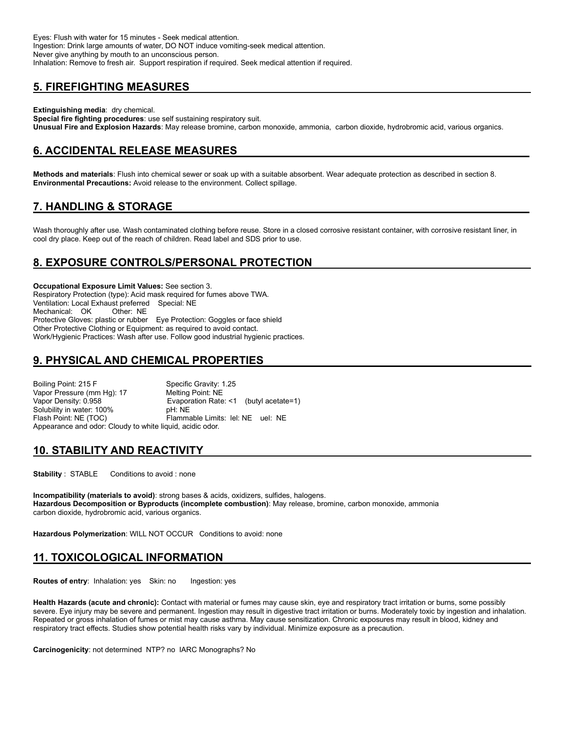Eyes: Flush with water for 15 minutes - Seek medical attention.
Ingestion: Drink large amounts of water, DO NOT induce vomiting-seek medical attention.
Never give anything by mouth to an unconscious person.
Inhalation: Remove to fresh air. Support respiration if required. Seek medical attention if required.

## 5. FIREFIGHTING MEASURES

**Extinguishing media**: dry chemical.
**Special fire fighting procedures**: use self sustaining respiratory suit.
**Unusual Fire and Explosion Hazards**: May release bromine, carbon monoxide, ammonia, carbon dioxide, hydrobromic acid, various organics.

## 6. ACCIDENTAL RELEASE MEASURES

**Methods and materials**: Flush into chemical sewer or soak up with a suitable absorbent. Wear adequate protection as described in section 8.
**Environmental Precautions:** Avoid release to the environment. Collect spillage.

## 7. HANDLING & STORAGE

Wash thoroughly after use. Wash contaminated clothing before reuse. Store in a closed corrosive resistant container, with corrosive resistant liner, in cool dry place. Keep out of the reach of children. Read label and SDS prior to use.

## 8. EXPOSURE CONTROLS/PERSONAL PROTECTION

**Occupational Exposure Limit Values:** See section 3.
Respiratory Protection (type): Acid mask required for fumes above TWA.
Ventilation: Local Exhaust preferred Special: NE
Mechanical: OK Other: NE
Protective Gloves: plastic or rubber Eye Protection: Goggles or face shield
Other Protective Clothing or Equipment: as required to avoid contact.
Work/Hygienic Practices: Wash after use. Follow good industrial hygienic practices.

## 9. PHYSICAL AND CHEMICAL PROPERTIES

Boiling Point: 215 F
Specific Gravity: 1.25
Vapor Pressure (mm Hg): 17
Melting Point: NE
Vapor Density: 0.958
Evaporation Rate: <1 (butyl acetate=1)
Solubility in water: 100%
pH: NE
Flash Point: NE (TOC)
Flammable Limits: lel: NE uel: NE
Appearance and odor: Cloudy to white liquid, acidic odor.

## 10. STABILITY AND REACTIVITY

**Stability** : STABLE Conditions to avoid : none

**Incompatibility (materials to avoid)**: strong bases & acids, oxidizers, sulfides, halogens.
**Hazardous Decomposition or Byproducts (incomplete combustion)**: May release, bromine, carbon monoxide, ammonia carbon dioxide, hydrobromic acid, various organics.

**Hazardous Polymerization**: WILL NOT OCCUR Conditions to avoid: none

## 11. TOXICOLOGICAL INFORMATION

**Routes of entry**: Inhalation: yes Skin: no Ingestion: yes

**Health Hazards (acute and chronic):** Contact with material or fumes may cause skin, eye and respiratory tract irritation or burns, some possibly severe. Eye injury may be severe and permanent. Ingestion may result in digestive tract irritation or burns. Moderately toxic by ingestion and inhalation. Repeated or gross inhalation of fumes or mist may cause asthma. May cause sensitization. Chronic exposures may result in blood, kidney and respiratory tract effects. Studies show potential health risks vary by individual. Minimize exposure as a precaution.

**Carcinogenicity**: not determined NTP? no IARC Monographs? No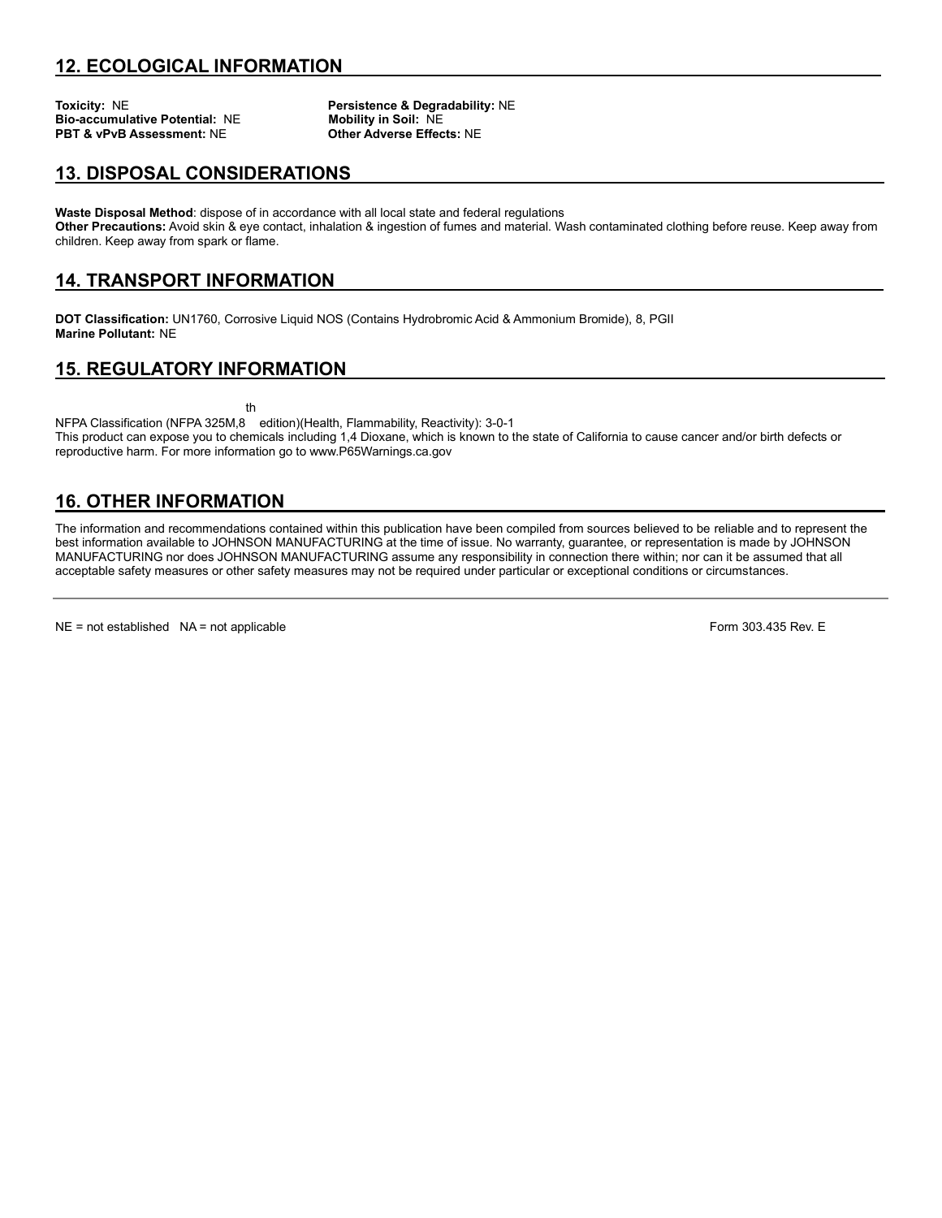## 12. ECOLOGICAL INFORMATION

**Toxicity:** NE
**Bio-accumulative Potential:** NE
**PBT & vPvB Assessment:** NE
**Persistence & Degradability:** NE
**Mobility in Soil:** NE
**Other Adverse Effects:** NE

## 13. DISPOSAL CONSIDERATIONS

**Waste Disposal Method**: dispose of in accordance with all local state and federal regulations
**Other Precautions:** Avoid skin & eye contact, inhalation & ingestion of fumes and material. Wash contaminated clothing before reuse. Keep away from children. Keep away from spark or flame.

## 14. TRANSPORT INFORMATION

**DOT Classification:** UN1760, Corrosive Liquid NOS (Contains Hydrobromic Acid & Ammonium Bromide), 8, PGII
**Marine Pollutant:** NE

## 15. REGULATORY INFORMATION

NFPA Classification (NFPA 325M, 8th edition)(Health, Flammability, Reactivity): 3-0-1
This product can expose you to chemicals including 1,4 Dioxane, which is known to the state of California to cause cancer and/or birth defects or reproductive harm. For more information go to www.P65Warnings.ca.gov

## 16. OTHER INFORMATION

The information and recommendations contained within this publication have been compiled from sources believed to be reliable and to represent the best information available to JOHNSON MANUFACTURING at the time of issue. No warranty, guarantee, or representation is made by JOHNSON MANUFACTURING nor does JOHNSON MANUFACTURING assume any responsibility in connection there within; nor can it be assumed that all acceptable safety measures or other safety measures may not be required under particular or exceptional conditions or circumstances.

---

NE = not established NA = not applicable

Form 303.435 Rev. E